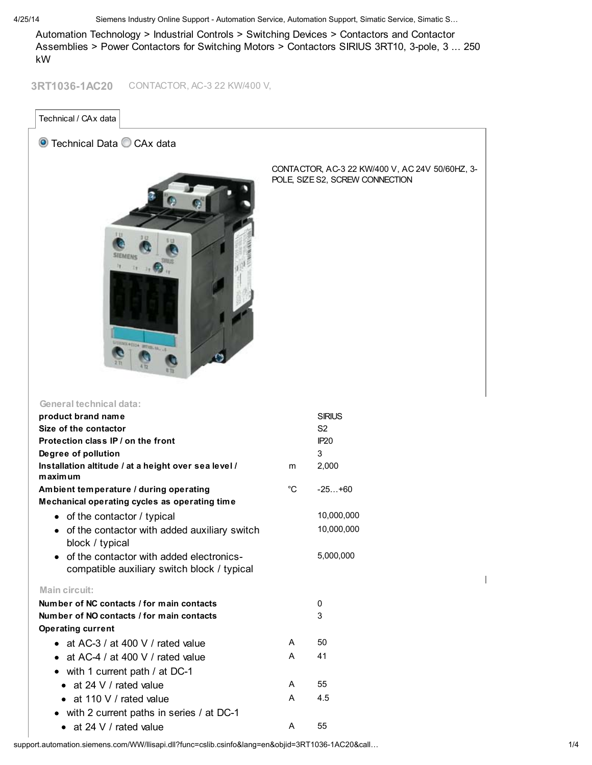Automation Technology > Industrial Controls > Switching Devices > Contactors and Contactor Assemblies > Power Contactors for Switching Motors > Contactors SIRIUS 3RT10, 3-pole, 3 … 250 kW

## 3RT1036-1AC20 CONTACTOR, AC-3 22 KW/400 V,

Technical / CAx data

Technical Data CAx data

CONTACTOR, AC-3 22 KW/400 V, AC 24V 50/60HZ, 3-POLE, SIZE S2, SCREW CONNECTION

**General technical data:**

| | | |
|---|---|---|
| **product brand name** | | SIRIUS |
| **Size of the contactor** | | S2 |
| **Protection class IP / on the front** | | IP20 |
| **Degree of pollution** | | 3 |
| **Installation altitude / at a height over sea level / maximum** | m | 2,000 |
| **Ambient temperature / during operating** | °C | -25…+60 |
| **Mechanical operating cycles as operating time** | | |
| • of the contactor / typical | | 10,000,000 |
| • of the contactor with added auxiliary switch block / typical | | 10,000,000 |
| • of the contactor with added electronics-compatible auxiliary switch block / typical | | 5,000,000 |

**Main circuit:**

| | | |
|---|---|---|
| **Number of NC contacts / for main contacts** | | 0 |
| **Number of NO contacts / for main contacts** | | 3 |
| **Operating current** | | |
| • at AC-3 / at 400 V / rated value | A | 50 |
| • at AC-4 / at 400 V / rated value | A | 41 |
| • with 1 current path / at DC-1 | | |
| • at 24 V / rated value | A | 55 |
| • at 110 V / rated value | A | 4.5 |
| • with 2 current paths in series / at DC-1 | | |
| • at 24 V / rated value | A | 55 |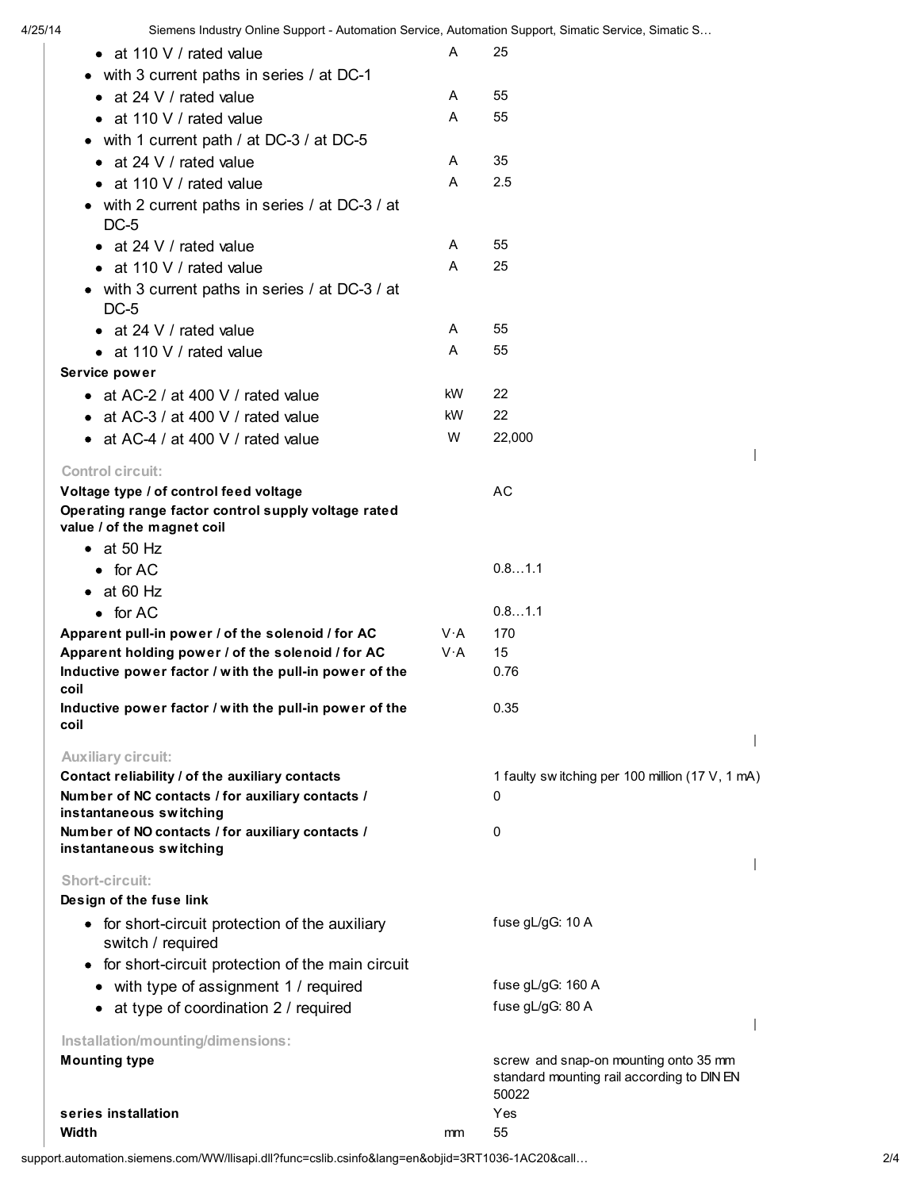| | | |
|---|---|---|
| • at 110 V / rated value | A | 25 |
| • with 3 current paths in series / at DC-1 | | |
| • at 24 V / rated value | A | 55 |
| • at 110 V / rated value | A | 55 |
| • with 1 current path / at DC-3 / at DC-5 | | |
| • at 24 V / rated value | A | 35 |
| • at 110 V / rated value | A | 2.5 |
| • with 2 current paths in series / at DC-3 / at DC-5 | | |
| • at 24 V / rated value | A | 55 |
| • at 110 V / rated value | A | 25 |
| • with 3 current paths in series / at DC-3 / at DC-5 | | |
| • at 24 V / rated value | A | 55 |
| • at 110 V / rated value | A | 55 |
| **Service power** | | |
| • at AC-2 / at 400 V / rated value | kW | 22 |
| • at AC-3 / at 400 V / rated value | kW | 22 |
| • at AC-4 / at 400 V / rated value | W | 22,000 |

### Control circuit:

| | | |
|---|---|---|
| **Voltage type / of control feed voltage** | | AC |
| **Operating range factor control supply voltage rated value / of the magnet coil** | | |
| • at 50 Hz | | |
| • for AC | | 0.8…1.1 |
| • at 60 Hz | | |
| • for AC | | 0.8…1.1 |
| **Apparent pull-in power / of the solenoid / for AC** | V·A | 170 |
| **Apparent holding power / of the solenoid / for AC** | V·A | 15 |
| **Inductive power factor / with the pull-in power of the coil** | | 0.76 |
| **Inductive power factor / with the pull-in power of the coil** | | 0.35 |

### Auxiliary circuit:

| | | |
|---|---|---|
| **Contact reliability / of the auxiliary contacts** | | 1 faulty switching per 100 million (17 V, 1 mA) |
| **Number of NC contacts / for auxiliary contacts / instantaneous switching** | | 0 |
| **Number of NO contacts / for auxiliary contacts / instantaneous switching** | | 0 |

### Short-circuit:

| | | |
|---|---|---|
| **Design of the fuse link** | | |
| • for short-circuit protection of the auxiliary switch / required | | fuse gL/gG: 10 A |
| • for short-circuit protection of the main circuit | | |
| • with type of assignment 1 / required | | fuse gL/gG: 160 A |
| • at type of coordination 2 / required | | fuse gL/gG: 80 A |

### Installation/mounting/dimensions:

| | | |
|---|---|---|
| **Mounting type** | | screw and snap-on mounting onto 35 mm standard mounting rail according to DIN EN 50022 |
| **series installation** | | Yes |
| **Width** | mm | 55 |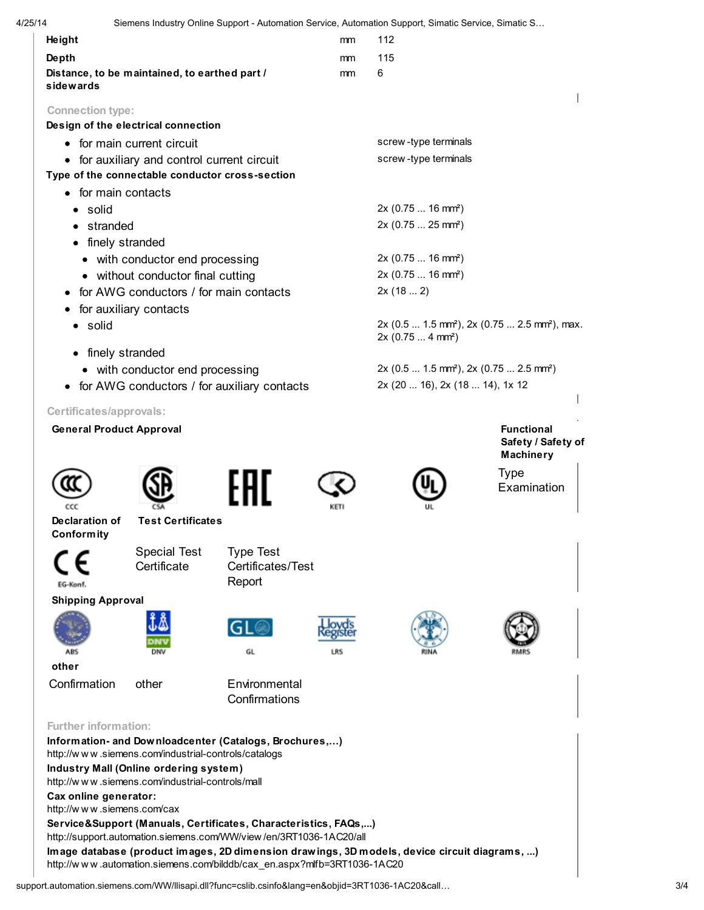| | | |
|---|---|---|
| **Height** | mm | 112 |
| **Depth** | mm | 115 |
| **Distance, to be maintained, to earthed part / sidewards** | mm | 6 |

### Connection type:

**Design of the electrical connection**

| | |
|---|---|
| • for main current circuit | screw-type terminals |
| • for auxiliary and control current circuit | screw-type terminals |

**Type of the connectable conductor cross-section**

| | |
|---|---|
| • for main contacts | |
| • solid | 2x (0.75 ... 16 mm²) |
| • stranded | 2x (0.75 ... 25 mm²) |
| • finely stranded | |
| • with conductor end processing | 2x (0.75 ... 16 mm²) |
| • without conductor final cutting | 2x (0.75 ... 16 mm²) |
| • for AWG conductors / for main contacts | 2x (18 ... 2) |
| • for auxiliary contacts | |
| • solid | 2x (0.5 ... 1.5 mm²), 2x (0.75 ... 2.5 mm²), max. 2x (0.75 ... 4 mm²) |
| • finely stranded | |
| • with conductor end processing | 2x (0.5 ... 1.5 mm²), 2x (0.75 ... 2.5 mm²) |
| • for AWG conductors / for auxiliary contacts | 2x (20 ... 16), 2x (18 ... 14), 1x 12 |

### Certificates/approvals:

**General Product Approval**

CCC  CSA  EAC  KETI  UL

**Functional Safety / Safety of Machinery**

Type Examination

**Declaration of Conformity**

EG-Konf.

**Test Certificates**

Special Test Certificate

Type Test Certificates/Test Report

**Shipping Approval**

ABS  DNV  GL  LRS  RINA  RMRS

**other**

Confirmation

other

Environmental Confirmations

### Further information:

**Information- and Downloadcenter (Catalogs, Brochures,...)**
http://www.siemens.com/industrial-controls/catalogs

**Industry Mall (Online ordering system)**
http://www.siemens.com/industrial-controls/mall

**Cax online generator:**
http://www.siemens.com/cax

**Service&Support (Manuals, Certificates, Characteristics, FAQs,...)**
http://support.automation.siemens.com/WW/view/en/3RT1036-1AC20/all

**Image database (product images, 2D dimension drawings, 3D models, device circuit diagrams, ...)**
http://www.automation.siemens.com/bilddb/cax_en.aspx?mlfb=3RT1036-1AC20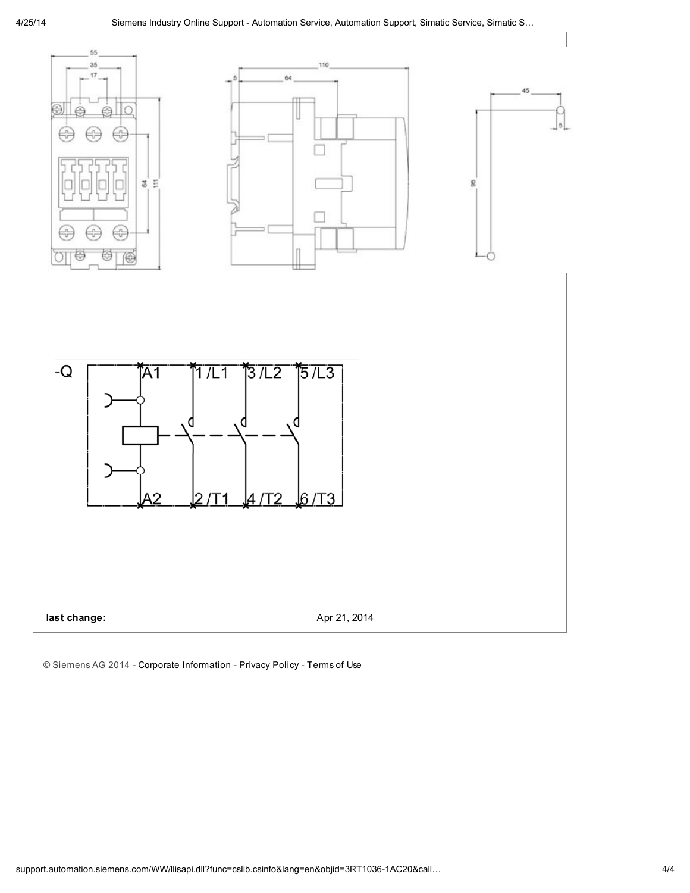55

35

17

64

111

5

110

64

45

5

95

-Q A1 1 /L1 3 /L2 5 /L3

A2 2 /T1 4 /T2 6 /T3

**last change:** Apr 21, 2014

© Siemens AG 2014 - Corporate Information - Privacy Policy - Terms of Use